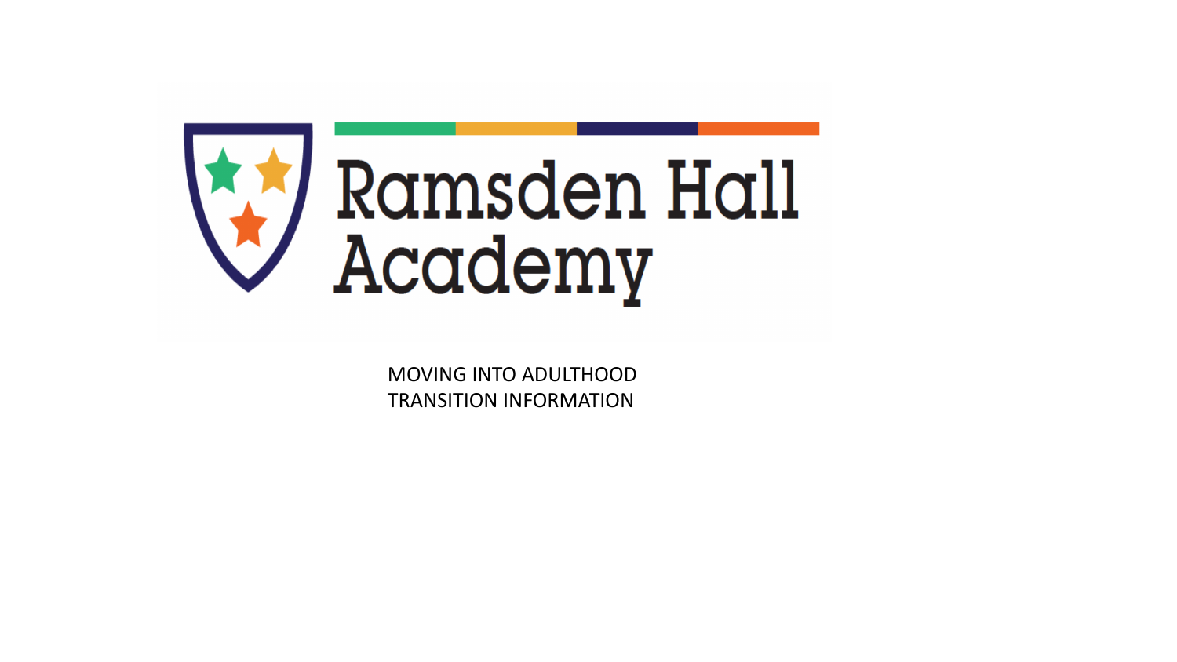# Ramsden Hall Academy

MOVING INTO ADULTHOOD
TRANSITION INFORMATION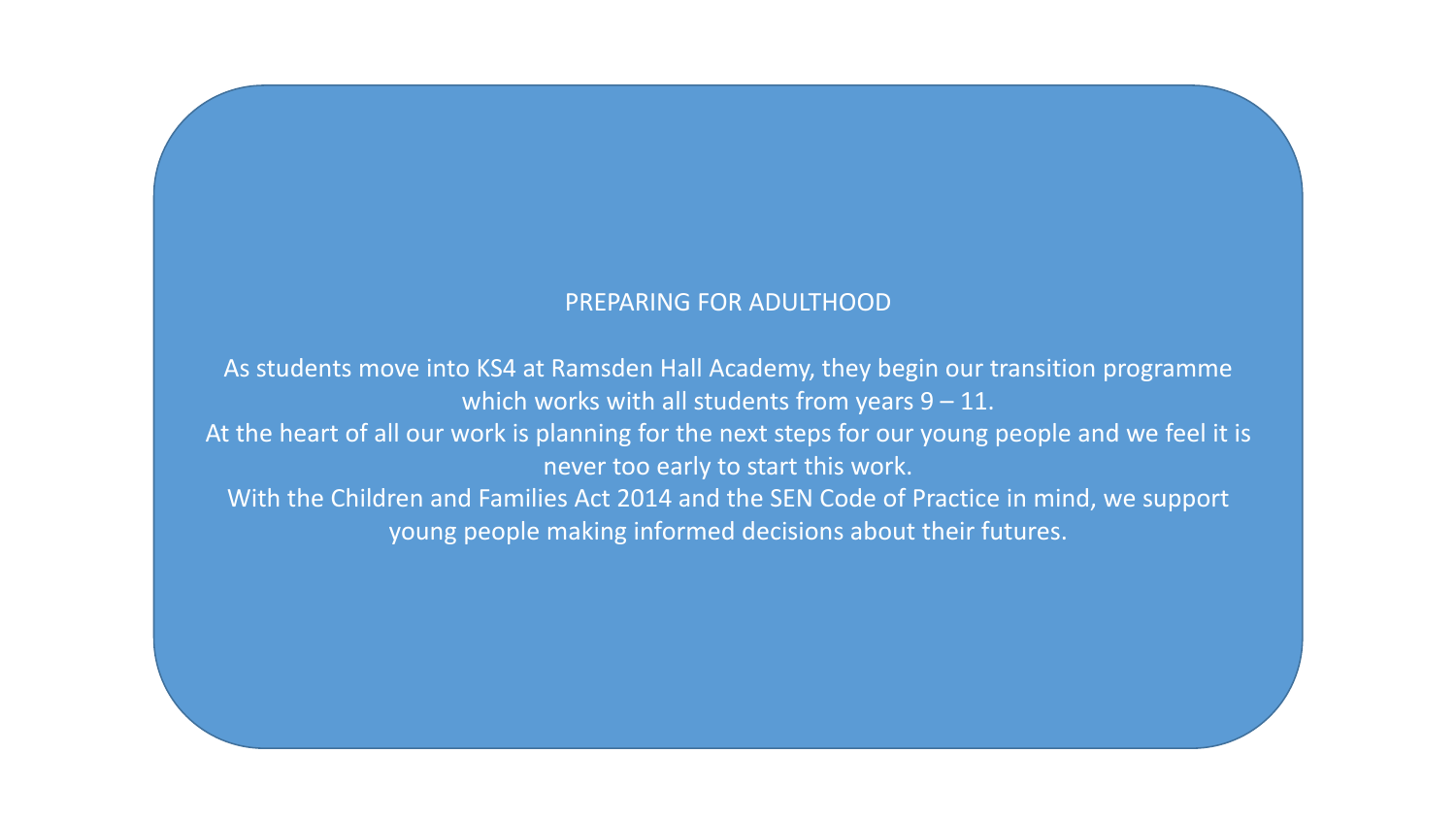## PREPARING FOR ADULTHOOD

As students move into KS4 at Ramsden Hall Academy, they begin our transition programme which works with all students from years 9 – 11.

At the heart of all our work is planning for the next steps for our young people and we feel it is never too early to start this work.

With the Children and Families Act 2014 and the SEN Code of Practice in mind, we support young people making informed decisions about their futures.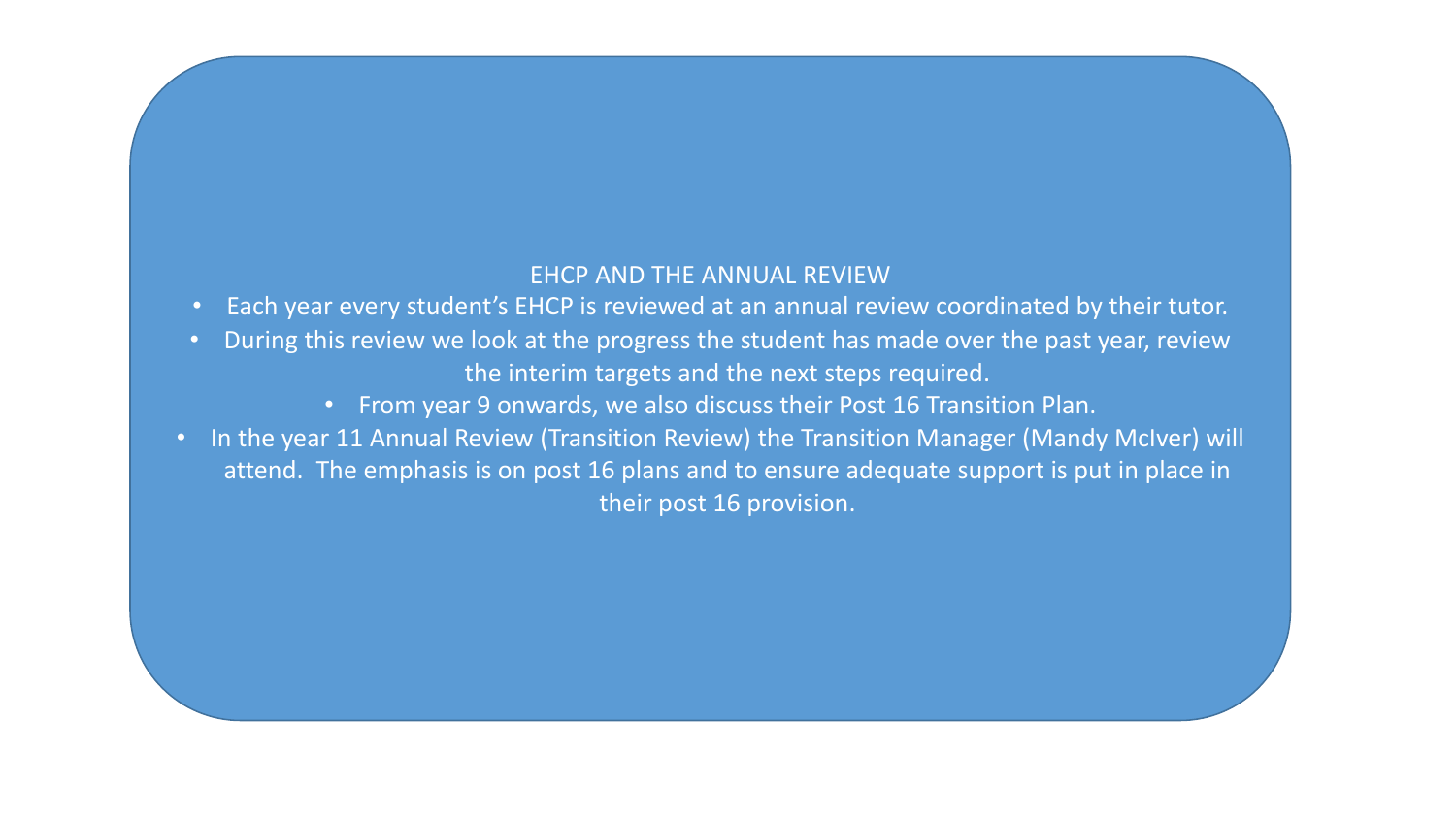## EHCP AND THE ANNUAL REVIEW

- Each year every student's EHCP is reviewed at an annual review coordinated by their tutor.
- During this review we look at the progress the student has made over the past year, review the interim targets and the next steps required.
- From year 9 onwards, we also discuss their Post 16 Transition Plan.
- In the year 11 Annual Review (Transition Review) the Transition Manager (Mandy McIver) will attend. The emphasis is on post 16 plans and to ensure adequate support is put in place in their post 16 provision.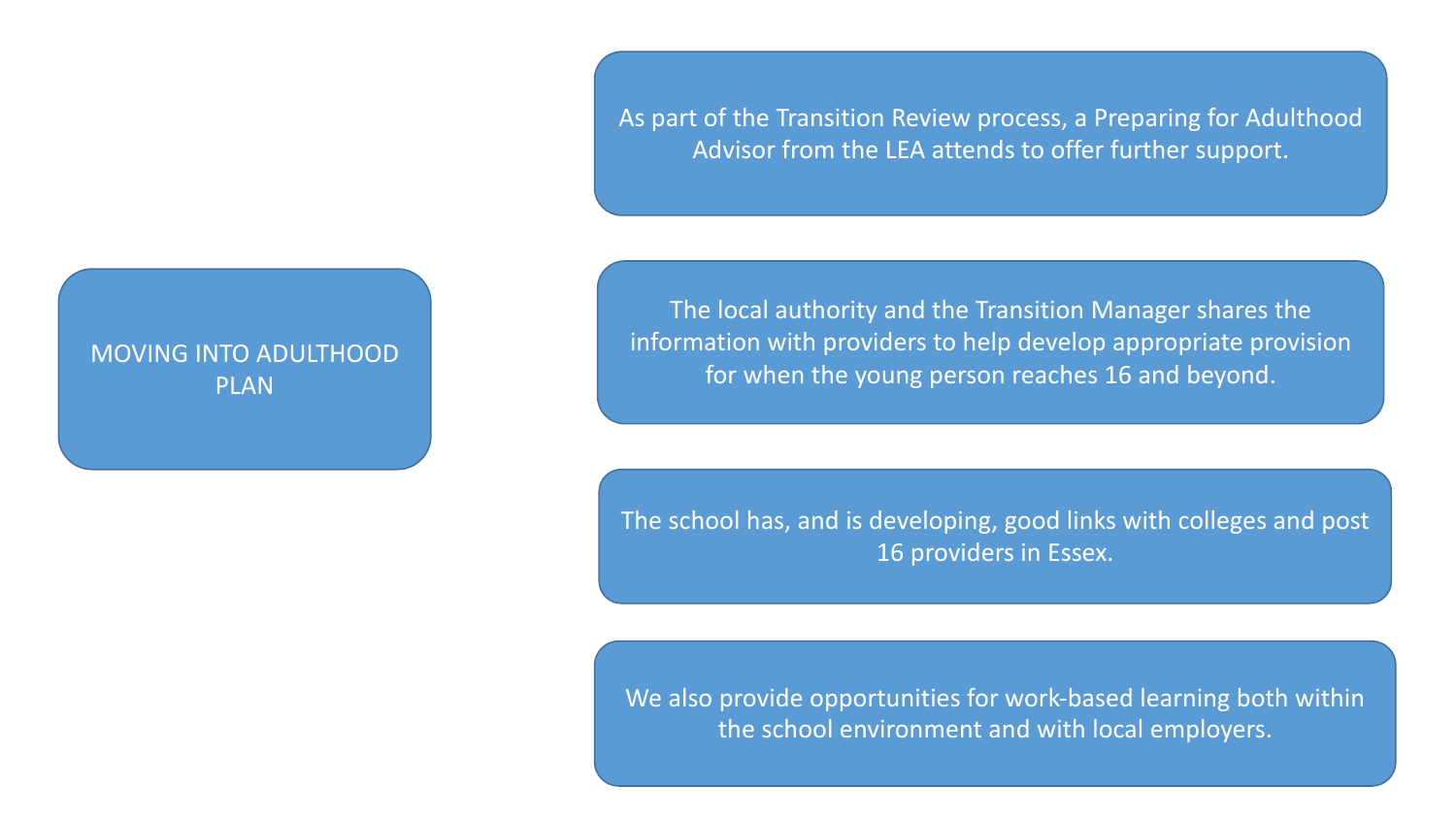## MOVING INTO ADULTHOOD PLAN

- As part of the Transition Review process, a Preparing for Adulthood Advisor from the LEA attends to offer further support.
- The local authority and the Transition Manager shares the information with providers to help develop appropriate provision for when the young person reaches 16 and beyond.
- The school has, and is developing, good links with colleges and post 16 providers in Essex.
- We also provide opportunities for work-based learning both within the school environment and with local employers.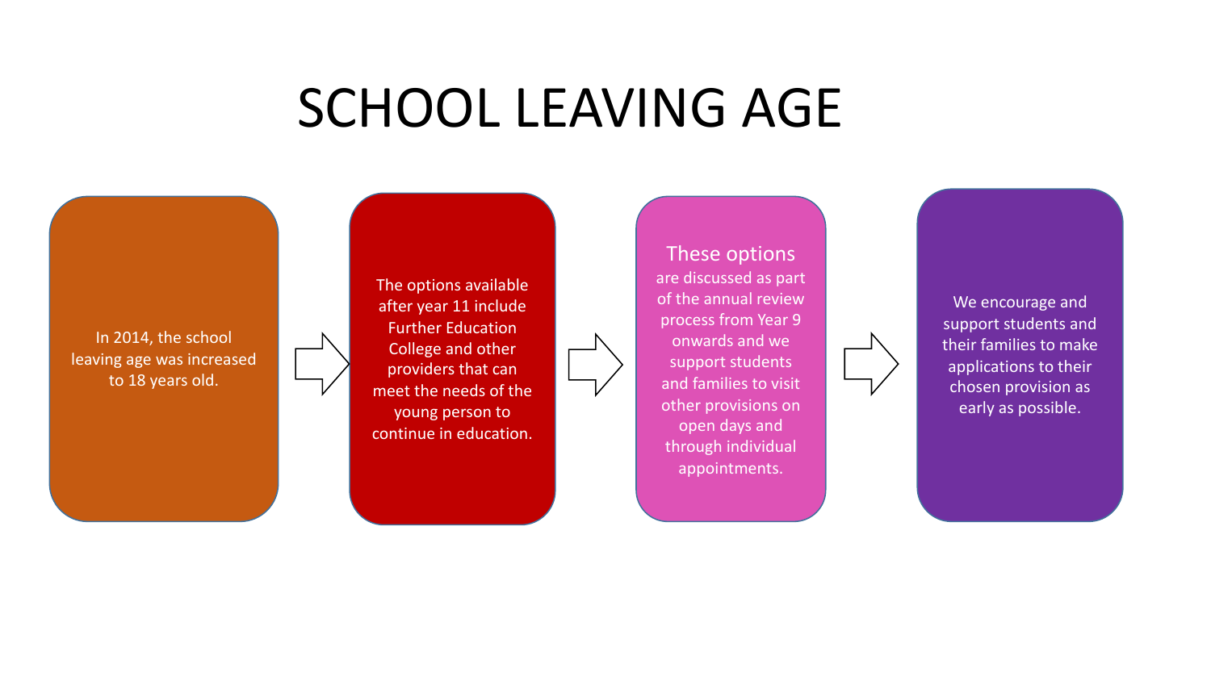# SCHOOL LEAVING AGE

In 2014, the school leaving age was increased to 18 years old.

The options available after year 11 include Further Education College and other providers that can meet the needs of the young person to continue in education.

These options are discussed as part of the annual review process from Year 9 onwards and we support students and families to visit other provisions on open days and through individual appointments.

We encourage and support students and their families to make applications to their chosen provision as early as possible.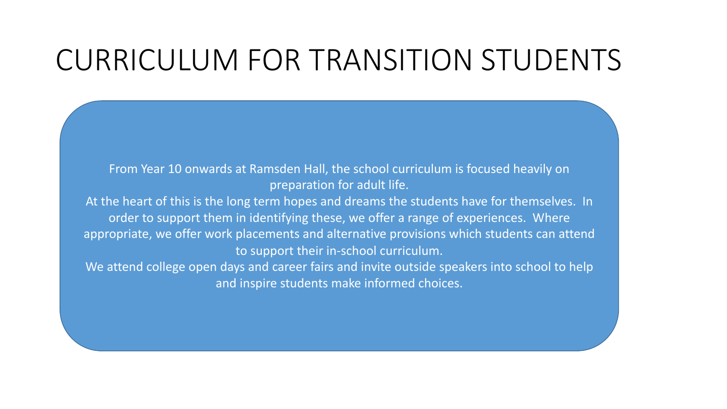# CURRICULUM FOR TRANSITION STUDENTS

From Year 10 onwards at Ramsden Hall, the school curriculum is focused heavily on preparation for adult life.

At the heart of this is the long term hopes and dreams the students have for themselves. In order to support them in identifying these, we offer a range of experiences. Where appropriate, we offer work placements and alternative provisions which students can attend to support their in-school curriculum.

We attend college open days and career fairs and invite outside speakers into school to help and inspire students make informed choices.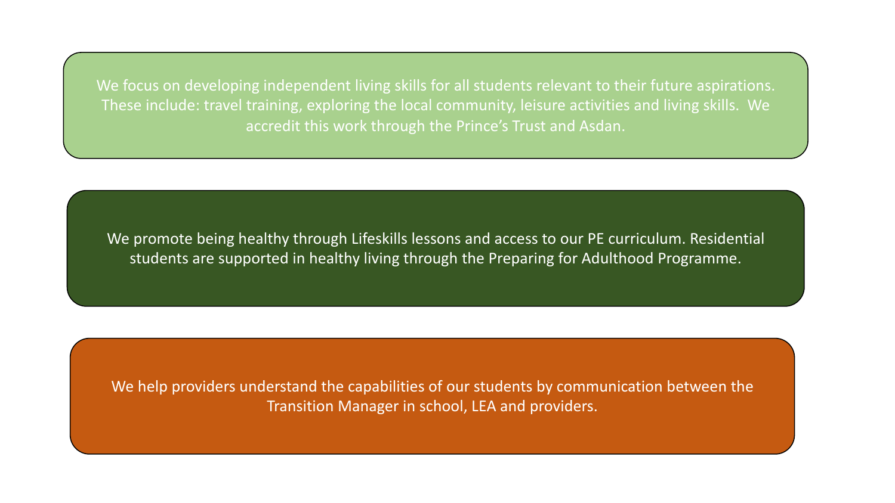We focus on developing independent living skills for all students relevant to their future aspirations. These include: travel training, exploring the local community, leisure activities and living skills. We accredit this work through the Prince's Trust and Asdan.

We promote being healthy through Lifeskills lessons and access to our PE curriculum. Residential students are supported in healthy living through the Preparing for Adulthood Programme.

We help providers understand the capabilities of our students by communication between the Transition Manager in school, LEA and providers.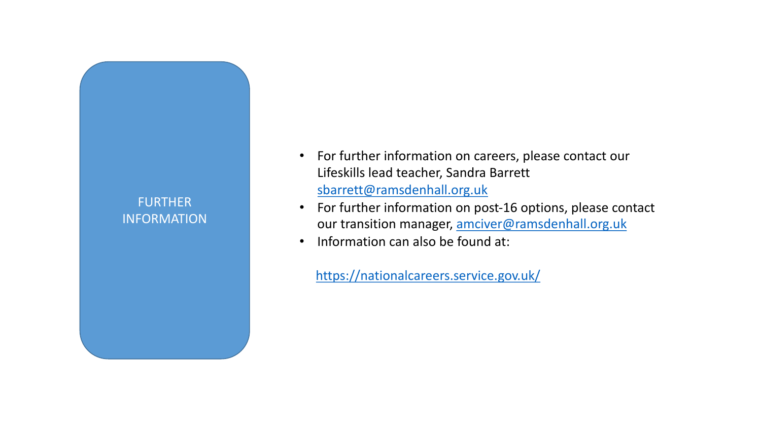# FURTHER INFORMATION

- For further information on careers, please contact our Lifeskills lead teacher, Sandra Barrett sbarrett@ramsdenhall.org.uk
- For further information on post-16 options, please contact our transition manager, amciver@ramsdenhall.org.uk
- Information can also be found at:

https://nationalcareers.service.gov.uk/